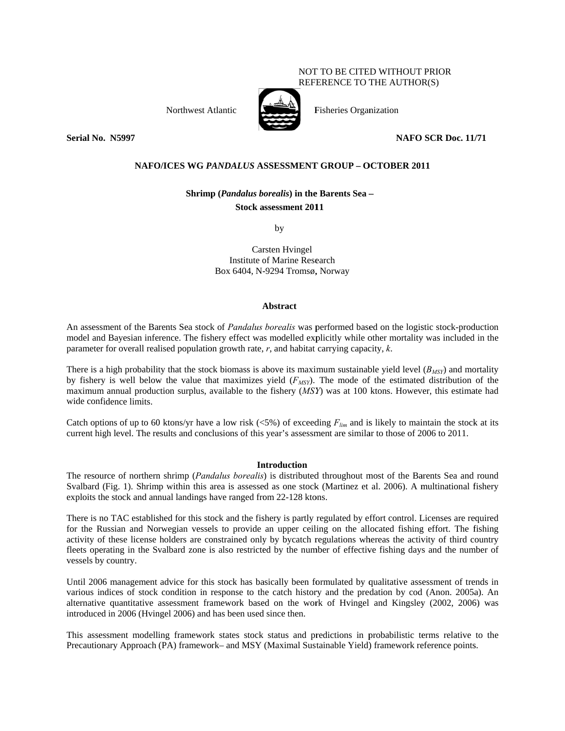NOT TO BE CITED WITHOUT PRIOR REFERENCE TO THE AUTHOR(S)

Northwest Atlantic Fisheries Organization

**Serial No. N5997** **NAFO SCR Doc. 11/71**

**NAFO/ICES WG *PANDALUS* ASSESSMENT GROUP – OCTOBER 2011**

# Shrimp (*Pandalus borealis*) in the Barents Sea – Stock assessment 2011

by

Carsten Hvingel
Institute of Marine Research
Box 6404, N-9294 Tromsø, Norway

## Abstract

An assessment of the Barents Sea stock of *Pandalus borealis* was performed based on the logistic stock-production model and Bayesian inference. The fishery effect was modelled explicitly while other mortality was included in the parameter for overall realised population growth rate, *r*, and habitat carrying capacity, *k*.

There is a high probability that the stock biomass is above its maximum sustainable yield level ($B_{MSY}$) and mortality by fishery is well below the value that maximizes yield ($F_{MSY}$). The mode of the estimated distribution of the maximum annual production surplus, available to the fishery (*MSY*) was at 100 ktons. However, this estimate had wide confidence limits.

Catch options of up to 60 ktons/yr have a low risk (<5%) of exceeding $F_{lim}$ and is likely to maintain the stock at its current high level. The results and conclusions of this year's assessment are similar to those of 2006 to 2011.

## Introduction

The resource of northern shrimp (*Pandalus borealis*) is distributed throughout most of the Barents Sea and round Svalbard (Fig. 1). Shrimp within this area is assessed as one stock (Martinez et al. 2006). A multinational fishery exploits the stock and annual landings have ranged from 22-128 ktons.

There is no TAC established for this stock and the fishery is partly regulated by effort control. Licenses are required for the Russian and Norwegian vessels to provide an upper ceiling on the allocated fishing effort. The fishing activity of these license holders are constrained only by bycatch regulations whereas the activity of third country fleets operating in the Svalbard zone is also restricted by the number of effective fishing days and the number of vessels by country.

Until 2006 management advice for this stock has basically been formulated by qualitative assessment of trends in various indices of stock condition in response to the catch history and the predation by cod (Anon. 2005a). An alternative quantitative assessment framework based on the work of Hvingel and Kingsley (2002, 2006) was introduced in 2006 (Hvingel 2006) and has been used since then.

This assessment modelling framework states stock status and predictions in probabilistic terms relative to the Precautionary Approach (PA) framework– and MSY (Maximal Sustainable Yield) framework reference points.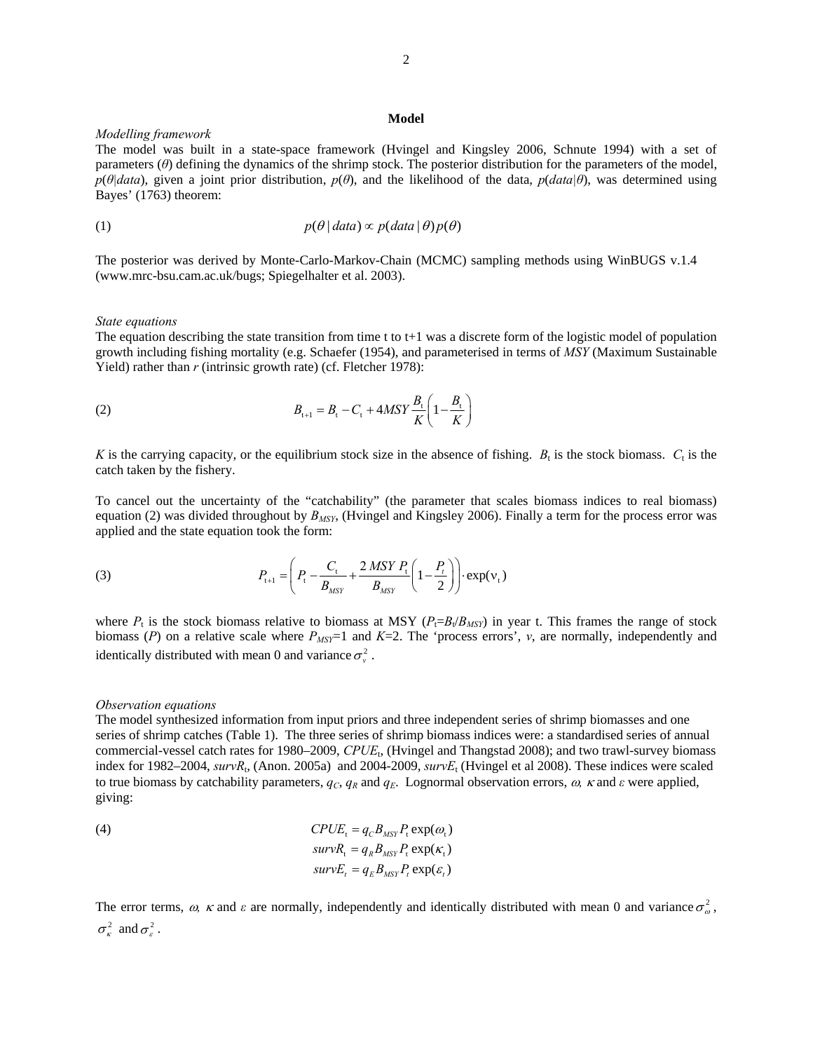## Model

*Modelling framework*

The model was built in a state-space framework (Hvingel and Kingsley 2006, Schnute 1994) with a set of parameters ($\theta$) defining the dynamics of the shrimp stock. The posterior distribution for the parameters of the model, $p(\theta|data)$, given a joint prior distribution, $p(\theta)$, and the likelihood of the data, $p(data|\theta)$, was determined using Bayes' (1763) theorem:

$$p(\theta \mid data) \propto p(data \mid \theta)\, p(\theta) \tag{1}$$

The posterior was derived by Monte-Carlo-Markov-Chain (MCMC) sampling methods using WinBUGS v.1.4 (www.mrc-bsu.cam.ac.uk/bugs; Spiegelhalter et al. 2003).

*State equations*

The equation describing the state transition from time t to t+1 was a discrete form of the logistic model of population growth including fishing mortality (e.g. Schaefer (1954), and parameterised in terms of *MSY* (Maximum Sustainable Yield) rather than *r* (intrinsic growth rate) (cf. Fletcher 1978):

$$B_{t+1} = B_t - C_t + 4MSY\frac{B_t}{K}\left(1 - \frac{B_t}{K}\right) \tag{2}$$

$K$ is the carrying capacity, or the equilibrium stock size in the absence of fishing. $B_t$ is the stock biomass. $C_t$ is the catch taken by the fishery.

To cancel out the uncertainty of the "catchability" (the parameter that scales biomass indices to real biomass) equation (2) was divided throughout by $B_{MSY}$, (Hvingel and Kingsley 2006). Finally a term for the process error was applied and the state equation took the form:

$$P_{t+1} = \left(P_t - \frac{C_t}{B_{MSY}} + \frac{2\,MSY\,P_t}{B_{MSY}}\left(1 - \frac{P_t}{2}\right)\right) \cdot \exp(\nu_t) \tag{3}$$

where $P_t$ is the stock biomass relative to biomass at MSY ($P_t$=$B_t/B_{MSY}$) in year t. This frames the range of stock biomass ($P$) on a relative scale where $P_{MSY}$=1 and $K$=2. The 'process errors', $v$, are normally, independently and identically distributed with mean 0 and variance $\sigma_v^2$.

*Observation equations*

The model synthesized information from input priors and three independent series of shrimp biomasses and one series of shrimp catches (Table 1). The three series of shrimp biomass indices were: a standardised series of annual commercial-vessel catch rates for 1980–2009, $CPUE_t$, (Hvingel and Thangstad 2008); and two trawl-survey biomass index for 1982–2004, $survR_t$, (Anon. 2005a) and 2004-2009, $survE_t$ (Hvingel et al 2008). These indices were scaled to true biomass by catchability parameters, $q_C$, $q_R$ and $q_E$. Lognormal observation errors, $\omega$, $\kappa$ and $\varepsilon$ were applied, giving:

$$\begin{aligned} CPUE_t &= q_C B_{MSY} P_t \exp(\omega_t) \\ survR_t &= q_R B_{MSY} P_t \exp(\kappa_t) \\ survE_t &= q_E B_{MSY} P_t \exp(\varepsilon_t) \end{aligned} \tag{4}$$

The error terms, $\omega$, $\kappa$ and $\varepsilon$ are normally, independently and identically distributed with mean 0 and variance $\sigma_\omega^2$, $\sigma_\kappa^2$ and $\sigma_\varepsilon^2$.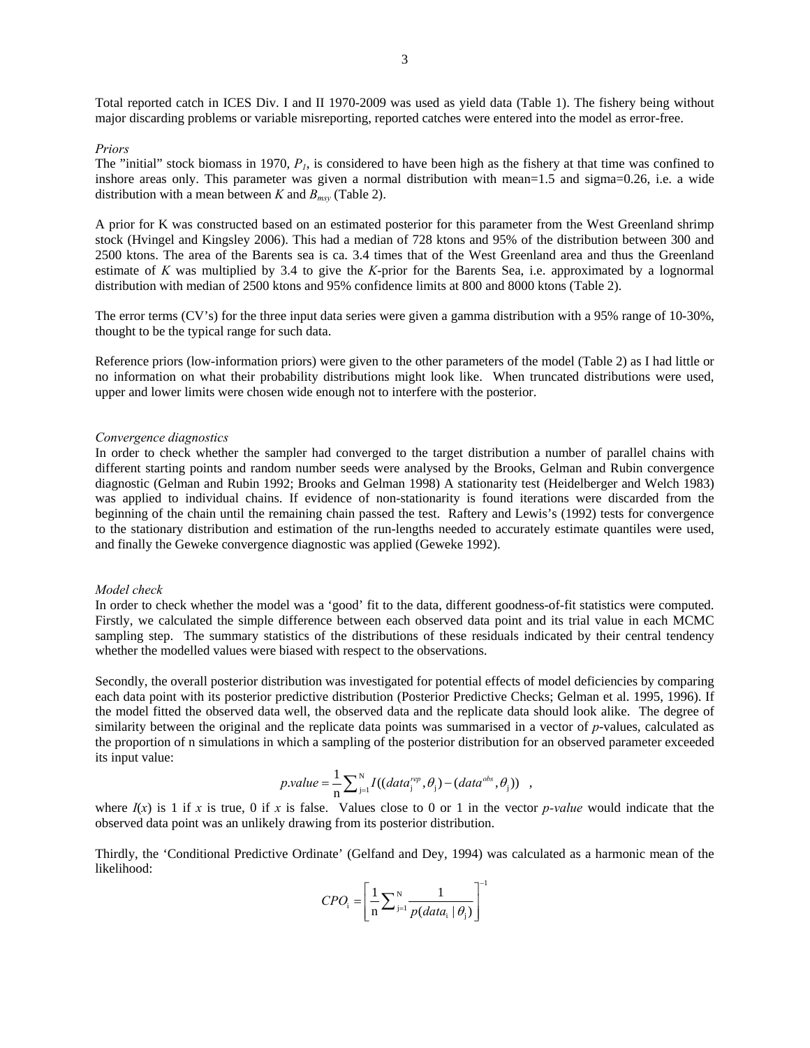Total reported catch in ICES Div. I and II 1970-2009 was used as yield data (Table 1). The fishery being without major discarding problems or variable misreporting, reported catches were entered into the model as error-free.

*Priors*

The "initial" stock biomass in 1970, $P_1$, is considered to have been high as the fishery at that time was confined to inshore areas only. This parameter was given a normal distribution with mean=1.5 and sigma=0.26, i.e. a wide distribution with a mean between $K$ and $B_{msy}$ (Table 2).

A prior for K was constructed based on an estimated posterior for this parameter from the West Greenland shrimp stock (Hvingel and Kingsley 2006). This had a median of 728 ktons and 95% of the distribution between 300 and 2500 ktons. The area of the Barents sea is ca. 3.4 times that of the West Greenland area and thus the Greenland estimate of $K$ was multiplied by 3.4 to give the $K$-prior for the Barents Sea, i.e. approximated by a lognormal distribution with median of 2500 ktons and 95% confidence limits at 800 and 8000 ktons (Table 2).

The error terms (CV's) for the three input data series were given a gamma distribution with a 95% range of 10-30%, thought to be the typical range for such data.

Reference priors (low-information priors) were given to the other parameters of the model (Table 2) as I had little or no information on what their probability distributions might look like. When truncated distributions were used, upper and lower limits were chosen wide enough not to interfere with the posterior.

*Convergence diagnostics*

In order to check whether the sampler had converged to the target distribution a number of parallel chains with different starting points and random number seeds were analysed by the Brooks, Gelman and Rubin convergence diagnostic (Gelman and Rubin 1992; Brooks and Gelman 1998) A stationarity test (Heidelberger and Welch 1983) was applied to individual chains. If evidence of non-stationarity is found iterations were discarded from the beginning of the chain until the remaining chain passed the test. Raftery and Lewis's (1992) tests for convergence to the stationary distribution and estimation of the run-lengths needed to accurately estimate quantiles were used, and finally the Geweke convergence diagnostic was applied (Geweke 1992).

*Model check*

In order to check whether the model was a 'good' fit to the data, different goodness-of-fit statistics were computed. Firstly, we calculated the simple difference between each observed data point and its trial value in each MCMC sampling step. The summary statistics of the distributions of these residuals indicated by their central tendency whether the modelled values were biased with respect to the observations.

Secondly, the overall posterior distribution was investigated for potential effects of model deficiencies by comparing each data point with its posterior predictive distribution (Posterior Predictive Checks; Gelman et al. 1995, 1996). If the model fitted the observed data well, the observed data and the replicate data should look alike. The degree of similarity between the original and the replicate data points was summarised in a vector of $p$-values, calculated as the proportion of n simulations in which a sampling of the posterior distribution for an observed parameter exceeded its input value:

$$p.value = \frac{1}{\mathrm{n}} \sum\nolimits_{\mathrm{j}=1}^{\mathrm{N}} I((data_{\mathrm{j}}^{rep}, \theta_{\mathrm{j}}) - (data^{obs}, \theta_{\mathrm{j}})) \quad ,$$

where $I(x)$ is 1 if $x$ is true, 0 if $x$ is false. Values close to 0 or 1 in the vector *p-value* would indicate that the observed data point was an unlikely drawing from its posterior distribution.

Thirdly, the 'Conditional Predictive Ordinate' (Gelfand and Dey, 1994) was calculated as a harmonic mean of the likelihood:

$$CPO_{\mathrm{i}} = \left[ \frac{1}{\mathrm{n}} \sum\nolimits_{\mathrm{j}=1}^{\mathrm{N}} \frac{1}{p(data_{\mathrm{i}} \mid \theta_{\mathrm{j}})} \right]^{-1}$$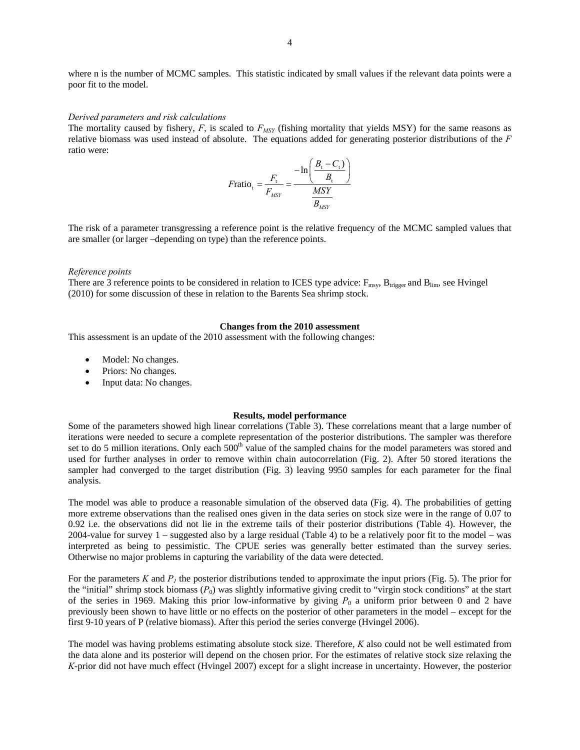where n is the number of MCMC samples. This statistic indicated by small values if the relevant data points were a poor fit to the model.

*Derived parameters and risk calculations*

The mortality caused by fishery, $F$, is scaled to $F_{MSY}$ (fishing mortality that yields MSY) for the same reasons as relative biomass was used instead of absolute. The equations added for generating posterior distributions of the $F$ ratio were:

$$F\text{ratio}_t = \frac{F_t}{F_{MSY}} = \frac{-\ln\left(\frac{B_t - C_t)}{B_t}\right)}{\frac{MSY}{B_{MSY}}}$$

The risk of a parameter transgressing a reference point is the relative frequency of the MCMC sampled values that are smaller (or larger –depending on type) than the reference points.

*Reference points*

There are 3 reference points to be considered in relation to ICES type advice: $F_{msy}$, $B_{trigger}$ and $B_{lim}$, see Hvingel (2010) for some discussion of these in relation to the Barents Sea shrimp stock.

**Changes from the 2010 assessment**

This assessment is an update of the 2010 assessment with the following changes:

- Model: No changes.
- Priors: No changes.
- Input data: No changes.

**Results, model performance**

Some of the parameters showed high linear correlations (Table 3). These correlations meant that a large number of iterations were needed to secure a complete representation of the posterior distributions. The sampler was therefore set to do 5 million iterations. Only each 500th value of the sampled chains for the model parameters was stored and used for further analyses in order to remove within chain autocorrelation (Fig. 2). After 50 stored iterations the sampler had converged to the target distribution (Fig. 3) leaving 9950 samples for each parameter for the final analysis.

The model was able to produce a reasonable simulation of the observed data (Fig. 4). The probabilities of getting more extreme observations than the realised ones given in the data series on stock size were in the range of 0.07 to 0.92 i.e. the observations did not lie in the extreme tails of their posterior distributions (Table 4). However, the 2004-value for survey 1 – suggested also by a large residual (Table 4) to be a relatively poor fit to the model – was interpreted as being to pessimistic. The CPUE series was generally better estimated than the survey series. Otherwise no major problems in capturing the variability of the data were detected.

For the parameters $K$ and $P_1$ the posterior distributions tended to approximate the input priors (Fig. 5). The prior for the "initial" shrimp stock biomass ($P_0$) was slightly informative giving credit to "virgin stock conditions" at the start of the series in 1969. Making this prior low-informative by giving $P_0$ a uniform prior between 0 and 2 have previously been shown to have little or no effects on the posterior of other parameters in the model – except for the first 9-10 years of P (relative biomass). After this period the series converge (Hvingel 2006).

The model was having problems estimating absolute stock size. Therefore, $K$ also could not be well estimated from the data alone and its posterior will depend on the chosen prior. For the estimates of relative stock size relaxing the $K$-prior did not have much effect (Hvingel 2007) except for a slight increase in uncertainty. However, the posterior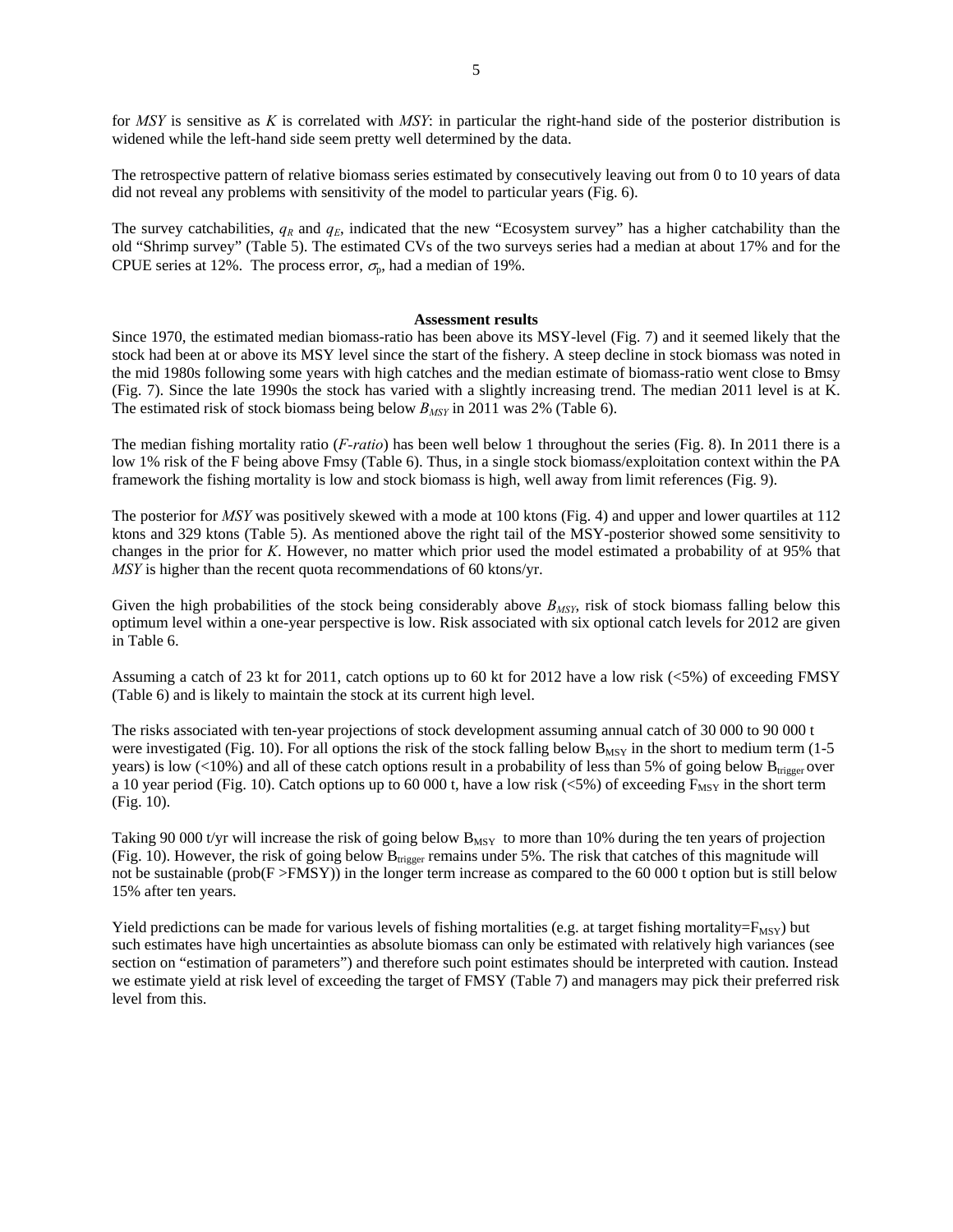for *MSY* is sensitive as *K* is correlated with *MSY*: in particular the right-hand side of the posterior distribution is widened while the left-hand side seem pretty well determined by the data.

The retrospective pattern of relative biomass series estimated by consecutively leaving out from 0 to 10 years of data did not reveal any problems with sensitivity of the model to particular years (Fig. 6).

The survey catchabilities, $q_R$ and $q_E$, indicated that the new "Ecosystem survey" has a higher catchability than the old "Shrimp survey" (Table 5). The estimated CVs of the two surveys series had a median at about 17% and for the CPUE series at 12%. The process error, $\sigma_p$, had a median of 19%.

## Assessment results

Since 1970, the estimated median biomass-ratio has been above its MSY-level (Fig. 7) and it seemed likely that the stock had been at or above its MSY level since the start of the fishery. A steep decline in stock biomass was noted in the mid 1980s following some years with high catches and the median estimate of biomass-ratio went close to Bmsy (Fig. 7). Since the late 1990s the stock has varied with a slightly increasing trend. The median 2011 level is at K. The estimated risk of stock biomass being below $B_{MSY}$ in 2011 was 2% (Table 6).

The median fishing mortality ratio (*F-ratio*) has been well below 1 throughout the series (Fig. 8). In 2011 there is a low 1% risk of the F being above Fmsy (Table 6). Thus, in a single stock biomass/exploitation context within the PA framework the fishing mortality is low and stock biomass is high, well away from limit references (Fig. 9).

The posterior for *MSY* was positively skewed with a mode at 100 ktons (Fig. 4) and upper and lower quartiles at 112 ktons and 329 ktons (Table 5). As mentioned above the right tail of the MSY-posterior showed some sensitivity to changes in the prior for *K*. However, no matter which prior used the model estimated a probability of at 95% that *MSY* is higher than the recent quota recommendations of 60 ktons/yr.

Given the high probabilities of the stock being considerably above $B_{MSY}$, risk of stock biomass falling below this optimum level within a one-year perspective is low. Risk associated with six optional catch levels for 2012 are given in Table 6.

Assuming a catch of 23 kt for 2011, catch options up to 60 kt for 2012 have a low risk (<5%) of exceeding FMSY (Table 6) and is likely to maintain the stock at its current high level.

The risks associated with ten-year projections of stock development assuming annual catch of 30 000 to 90 000 t were investigated (Fig. 10). For all options the risk of the stock falling below $B_{MSY}$ in the short to medium term (1-5 years) is low (<10%) and all of these catch options result in a probability of less than 5% of going below $B_{trigger}$ over a 10 year period (Fig. 10). Catch options up to 60 000 t, have a low risk (<5%) of exceeding $F_{MSY}$ in the short term (Fig. 10).

Taking 90 000 t/yr will increase the risk of going below $B_{MSY}$ to more than 10% during the ten years of projection (Fig. 10). However, the risk of going below $B_{trigger}$ remains under 5%. The risk that catches of this magnitude will not be sustainable (prob(F >FMSY)) in the longer term increase as compared to the 60 000 t option but is still below 15% after ten years.

Yield predictions can be made for various levels of fishing mortalities (e.g. at target fishing mortality=$F_{MSY}$) but such estimates have high uncertainties as absolute biomass can only be estimated with relatively high variances (see section on "estimation of parameters") and therefore such point estimates should be interpreted with caution. Instead we estimate yield at risk level of exceeding the target of FMSY (Table 7) and managers may pick their preferred risk level from this.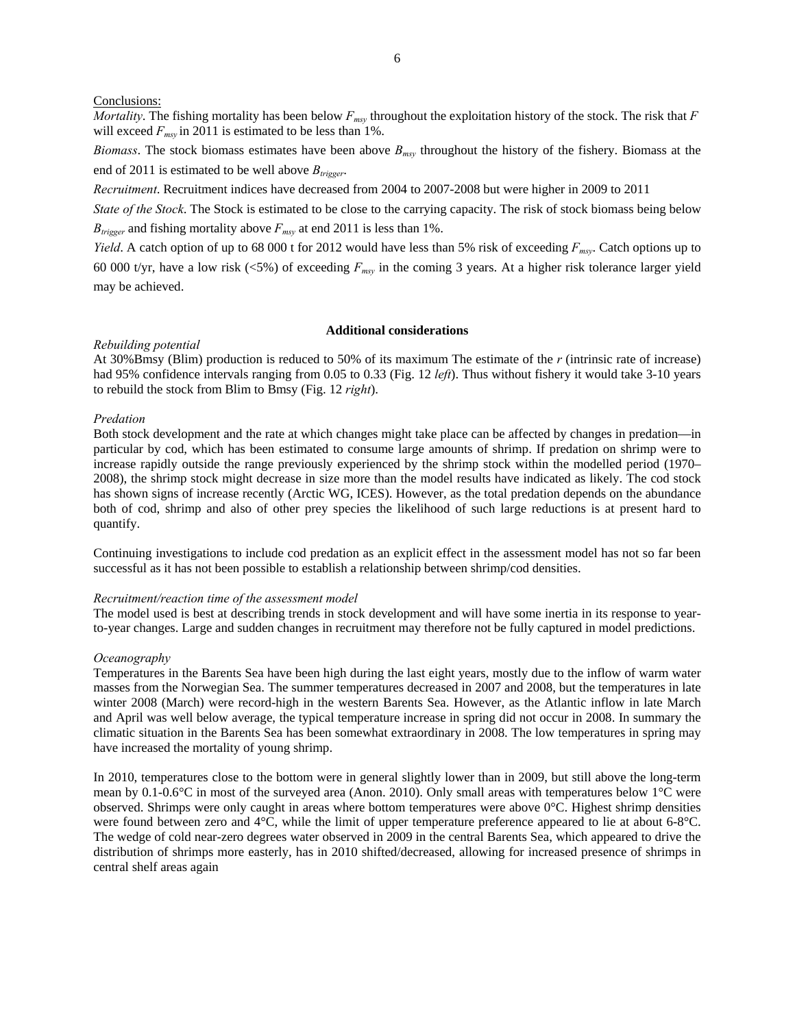Conclusions:

*Mortality*. The fishing mortality has been below $F_{msy}$ throughout the exploitation history of the stock. The risk that $F$ will exceed $F_{msy}$ in 2011 is estimated to be less than 1%.

*Biomass*. The stock biomass estimates have been above $B_{msy}$ throughout the history of the fishery. Biomass at the end of 2011 is estimated to be well above $B_{trigger}$.

*Recruitment*. Recruitment indices have decreased from 2004 to 2007-2008 but were higher in 2009 to 2011

*State of the Stock*. The Stock is estimated to be close to the carrying capacity. The risk of stock biomass being below $B_{trigger}$ and fishing mortality above $F_{msy}$ at end 2011 is less than 1%.

*Yield*. A catch option of up to 68 000 t for 2012 would have less than 5% risk of exceeding $F_{msy}$. Catch options up to 60 000 t/yr, have a low risk (<5%) of exceeding $F_{msy}$ in the coming 3 years. At a higher risk tolerance larger yield may be achieved.

## Additional considerations

*Rebuilding potential*

At 30%Bmsy (Blim) production is reduced to 50% of its maximum The estimate of the $r$ (intrinsic rate of increase) had 95% confidence intervals ranging from 0.05 to 0.33 (Fig. 12 *left*). Thus without fishery it would take 3-10 years to rebuild the stock from Blim to Bmsy (Fig. 12 *right*).

*Predation*

Both stock development and the rate at which changes might take place can be affected by changes in predation—in particular by cod, which has been estimated to consume large amounts of shrimp. If predation on shrimp were to increase rapidly outside the range previously experienced by the shrimp stock within the modelled period (1970–2008), the shrimp stock might decrease in size more than the model results have indicated as likely. The cod stock has shown signs of increase recently (Arctic WG, ICES). However, as the total predation depends on the abundance both of cod, shrimp and also of other prey species the likelihood of such large reductions is at present hard to quantify.

Continuing investigations to include cod predation as an explicit effect in the assessment model has not so far been successful as it has not been possible to establish a relationship between shrimp/cod densities.

*Recruitment/reaction time of the assessment model*

The model used is best at describing trends in stock development and will have some inertia in its response to year-to-year changes. Large and sudden changes in recruitment may therefore not be fully captured in model predictions.

*Oceanography*

Temperatures in the Barents Sea have been high during the last eight years, mostly due to the inflow of warm water masses from the Norwegian Sea. The summer temperatures decreased in 2007 and 2008, but the temperatures in late winter 2008 (March) were record-high in the western Barents Sea. However, as the Atlantic inflow in late March and April was well below average, the typical temperature increase in spring did not occur in 2008. In summary the climatic situation in the Barents Sea has been somewhat extraordinary in 2008. The low temperatures in spring may have increased the mortality of young shrimp.

In 2010, temperatures close to the bottom were in general slightly lower than in 2009, but still above the long-term mean by 0.1-0.6°C in most of the surveyed area (Anon. 2010). Only small areas with temperatures below 1°C were observed. Shrimps were only caught in areas where bottom temperatures were above 0°C. Highest shrimp densities were found between zero and 4°C, while the limit of upper temperature preference appeared to lie at about 6-8°C. The wedge of cold near-zero degrees water observed in 2009 in the central Barents Sea, which appeared to drive the distribution of shrimps more easterly, has in 2010 shifted/decreased, allowing for increased presence of shrimps in central shelf areas again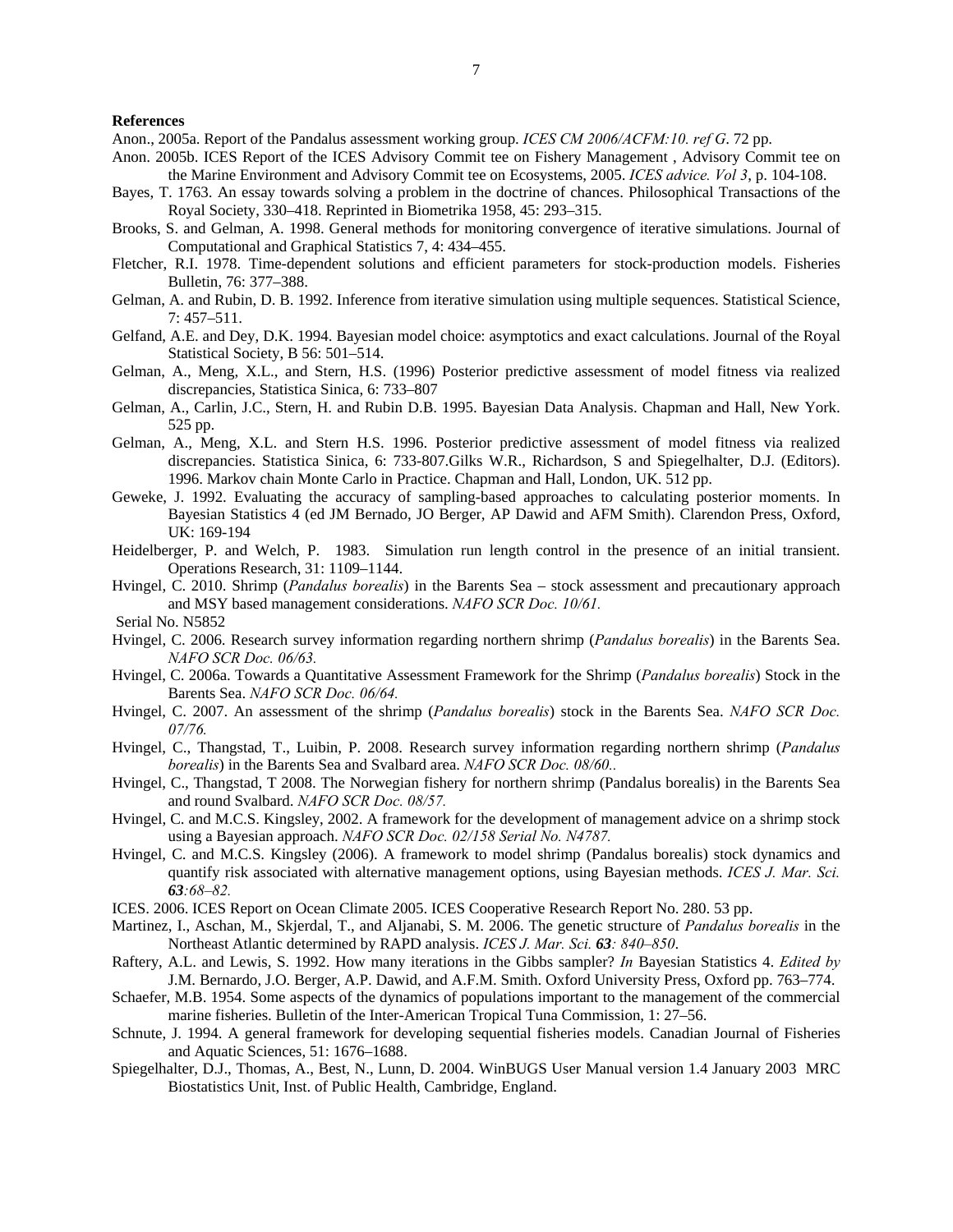**References**

Anon., 2005a. Report of the Pandalus assessment working group. *ICES CM 2006/ACFM:10. ref G*. 72 pp.

Anon. 2005b. ICES Report of the ICES Advisory Commit tee on Fishery Management , Advisory Commit tee on the Marine Environment and Advisory Commit tee on Ecosystems, 2005. *ICES advice. Vol 3*, p. 104-108.

Bayes, T. 1763. An essay towards solving a problem in the doctrine of chances. Philosophical Transactions of the Royal Society, 330–418. Reprinted in Biometrika 1958, 45: 293–315.

Brooks, S. and Gelman, A. 1998. General methods for monitoring convergence of iterative simulations. Journal of Computational and Graphical Statistics 7, 4: 434–455.

Fletcher, R.I. 1978. Time-dependent solutions and efficient parameters for stock-production models. Fisheries Bulletin, 76: 377–388.

Gelman, A. and Rubin, D. B. 1992. Inference from iterative simulation using multiple sequences. Statistical Science, 7: 457–511.

Gelfand, A.E. and Dey, D.K. 1994. Bayesian model choice: asymptotics and exact calculations. Journal of the Royal Statistical Society, B 56: 501–514.

Gelman, A., Meng, X.L., and Stern, H.S. (1996) Posterior predictive assessment of model fitness via realized discrepancies, Statistica Sinica, 6: 733–807

Gelman, A., Carlin, J.C., Stern, H. and Rubin D.B. 1995. Bayesian Data Analysis. Chapman and Hall, New York. 525 pp.

Gelman, A., Meng, X.L. and Stern H.S. 1996. Posterior predictive assessment of model fitness via realized discrepancies. Statistica Sinica, 6: 733-807.Gilks W.R., Richardson, S and Spiegelhalter, D.J. (Editors). 1996. Markov chain Monte Carlo in Practice. Chapman and Hall, London, UK. 512 pp.

Geweke, J. 1992. Evaluating the accuracy of sampling-based approaches to calculating posterior moments. In Bayesian Statistics 4 (ed JM Bernado, JO Berger, AP Dawid and AFM Smith). Clarendon Press, Oxford, UK: 169-194

Heidelberger, P. and Welch, P. 1983. Simulation run length control in the presence of an initial transient. Operations Research, 31: 1109–1144.

Hvingel, C. 2010. Shrimp (*Pandalus borealis*) in the Barents Sea – stock assessment and precautionary approach and MSY based management considerations. *NAFO SCR Doc. 10/61.*

Serial No. N5852

Hvingel, C. 2006. Research survey information regarding northern shrimp (*Pandalus borealis*) in the Barents Sea. *NAFO SCR Doc. 06/63.*

Hvingel, C. 2006a. Towards a Quantitative Assessment Framework for the Shrimp (*Pandalus borealis*) Stock in the Barents Sea. *NAFO SCR Doc. 06/64.*

Hvingel, C. 2007. An assessment of the shrimp (*Pandalus borealis*) stock in the Barents Sea. *NAFO SCR Doc. 07/76.*

Hvingel, C., Thangstad, T., Luibin, P. 2008. Research survey information regarding northern shrimp (*Pandalus borealis*) in the Barents Sea and Svalbard area. *NAFO SCR Doc. 08/60..*

Hvingel, C., Thangstad, T 2008. The Norwegian fishery for northern shrimp (Pandalus borealis) in the Barents Sea and round Svalbard. *NAFO SCR Doc. 08/57.*

Hvingel, C. and M.C.S. Kingsley, 2002. A framework for the development of management advice on a shrimp stock using a Bayesian approach. *NAFO SCR Doc. 02/158 Serial No. N4787.*

Hvingel, C. and M.C.S. Kingsley (2006). A framework to model shrimp (Pandalus borealis) stock dynamics and quantify risk associated with alternative management options, using Bayesian methods. *ICES J. Mar. Sci.* ***63****:68–82.*

ICES. 2006. ICES Report on Ocean Climate 2005. ICES Cooperative Research Report No. 280. 53 pp.

Martinez, I., Aschan, M., Skjerdal, T., and Aljanabi, S. M. 2006. The genetic structure of *Pandalus borealis* in the Northeast Atlantic determined by RAPD analysis. *ICES J. Mar. Sci.* ***63****: 840–850*.

Raftery, A.L. and Lewis, S. 1992. How many iterations in the Gibbs sampler? *In* Bayesian Statistics 4. *Edited by* J.M. Bernardo, J.O. Berger, A.P. Dawid, and A.F.M. Smith. Oxford University Press, Oxford pp. 763–774.

Schaefer, M.B. 1954. Some aspects of the dynamics of populations important to the management of the commercial marine fisheries. Bulletin of the Inter-American Tropical Tuna Commission, 1: 27–56.

Schnute, J. 1994. A general framework for developing sequential fisheries models. Canadian Journal of Fisheries and Aquatic Sciences, 51: 1676–1688.

Spiegelhalter, D.J., Thomas, A., Best, N., Lunn, D. 2004. WinBUGS User Manual version 1.4 January 2003 MRC Biostatistics Unit, Inst. of Public Health, Cambridge, England.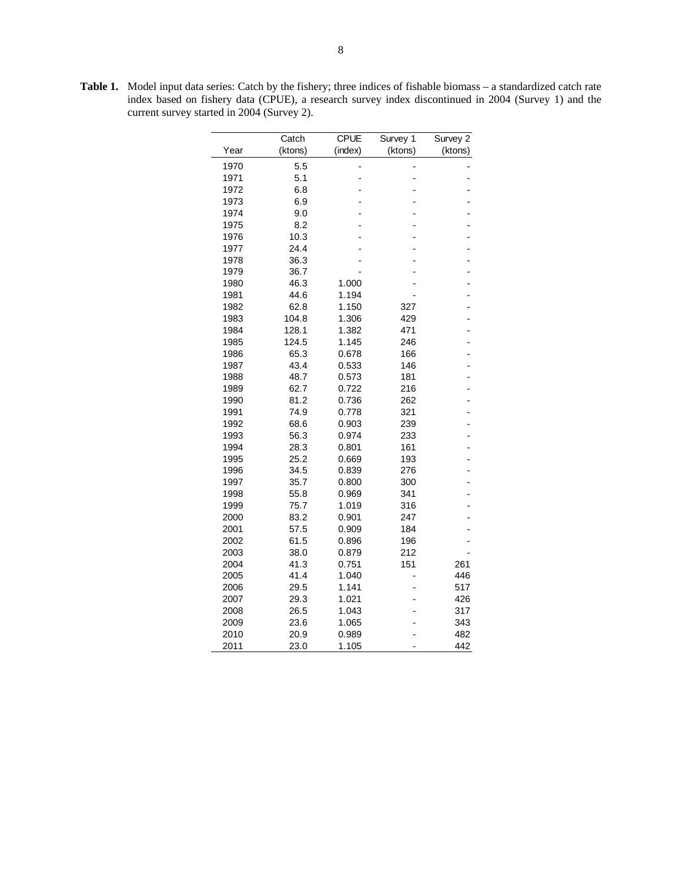**Table 1.** Model input data series: Catch by the fishery; three indices of fishable biomass – a standardized catch rate index based on fishery data (CPUE), a research survey index discontinued in 2004 (Survey 1) and the current survey started in 2004 (Survey 2).

| Year | Catch (ktons) | CPUE (index) | Survey 1 (ktons) | Survey 2 (ktons) |
|---|---|---|---|---|
| 1970 | 5.5 | - | - | - |
| 1971 | 5.1 | - | - | - |
| 1972 | 6.8 | - | - | - |
| 1973 | 6.9 | - | - | - |
| 1974 | 9.0 | - | - | - |
| 1975 | 8.2 | - | - | - |
| 1976 | 10.3 | - | - | - |
| 1977 | 24.4 | - | - | - |
| 1978 | 36.3 | - | - | - |
| 1979 | 36.7 | - | - | - |
| 1980 | 46.3 | 1.000 | - | - |
| 1981 | 44.6 | 1.194 | - | - |
| 1982 | 62.8 | 1.150 | 327 | - |
| 1983 | 104.8 | 1.306 | 429 | - |
| 1984 | 128.1 | 1.382 | 471 | - |
| 1985 | 124.5 | 1.145 | 246 | - |
| 1986 | 65.3 | 0.678 | 166 | - |
| 1987 | 43.4 | 0.533 | 146 | - |
| 1988 | 48.7 | 0.573 | 181 | - |
| 1989 | 62.7 | 0.722 | 216 | - |
| 1990 | 81.2 | 0.736 | 262 | - |
| 1991 | 74.9 | 0.778 | 321 | - |
| 1992 | 68.6 | 0.903 | 239 | - |
| 1993 | 56.3 | 0.974 | 233 | - |
| 1994 | 28.3 | 0.801 | 161 | - |
| 1995 | 25.2 | 0.669 | 193 | - |
| 1996 | 34.5 | 0.839 | 276 | - |
| 1997 | 35.7 | 0.800 | 300 | - |
| 1998 | 55.8 | 0.969 | 341 | - |
| 1999 | 75.7 | 1.019 | 316 | - |
| 2000 | 83.2 | 0.901 | 247 | - |
| 2001 | 57.5 | 0.909 | 184 | - |
| 2002 | 61.5 | 0.896 | 196 | - |
| 2003 | 38.0 | 0.879 | 212 | - |
| 2004 | 41.3 | 0.751 | 151 | 261 |
| 2005 | 41.4 | 1.040 | - | 446 |
| 2006 | 29.5 | 1.141 | - | 517 |
| 2007 | 29.3 | 1.021 | - | 426 |
| 2008 | 26.5 | 1.043 | - | 317 |
| 2009 | 23.6 | 1.065 | - | 343 |
| 2010 | 20.9 | 0.989 | - | 482 |
| 2011 | 23.0 | 1.105 | - | 442 |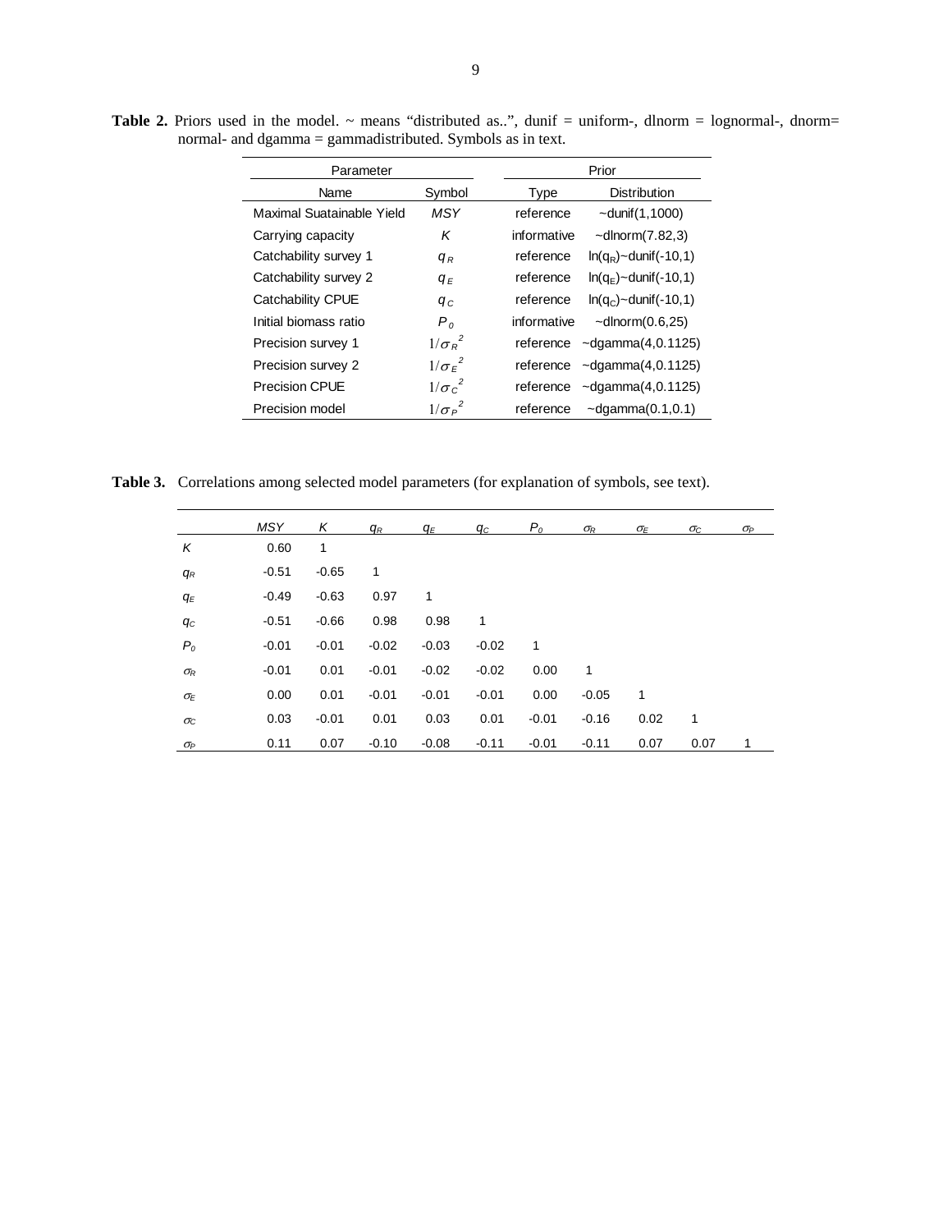**Table 2.** Priors used in the model. ~ means "distributed as..", dunif = uniform-, dlnorm = lognormal-, dnorm= normal- and dgamma = gammadistributed. Symbols as in text.

| Parameter | | Prior | |
|---|---|---|---|
| Name | Symbol | Type | Distribution |
| Maximal Suatainable Yield | $MSY$ | reference | ~dunif(1,1000) |
| Carrying capacity | $K$ | informative | ~dlnorm(7.82,3) |
| Catchability survey 1 | $q_R$ | reference | $\ln(q_R)$~dunif(-10,1) |
| Catchability survey 2 | $q_E$ | reference | $\ln(q_E)$~dunif(-10,1) |
| Catchability CPUE | $q_C$ | reference | $\ln(q_C)$~dunif(-10,1) |
| Initial biomass ratio | $P_0$ | informative | ~dlnorm(0.6,25) |
| Precision survey 1 | $1/\sigma_R^2$ | reference | ~dgamma(4,0.1125) |
| Precision survey 2 | $1/\sigma_E^2$ | reference | ~dgamma(4,0.1125) |
| Precision CPUE | $1/\sigma_C^2$ | reference | ~dgamma(4,0.1125) |
| Precision model | $1/\sigma_P^2$ | reference | ~dgamma(0.1,0.1) |

**Table 3.** Correlations among selected model parameters (for explanation of symbols, see text).

| | $MSY$ | $K$ | $q_R$ | $q_E$ | $q_C$ | $P_0$ | $\sigma_R$ | $\sigma_E$ | $\sigma_C$ | $\sigma_P$ |
|---|---|---|---|---|---|---|---|---|---|---|
| $K$ | 0.60 | 1 | | | | | | | | |
| $q_R$ | -0.51 | -0.65 | 1 | | | | | | | |
| $q_E$ | -0.49 | -0.63 | 0.97 | 1 | | | | | | |
| $q_C$ | -0.51 | -0.66 | 0.98 | 0.98 | 1 | | | | | |
| $P_0$ | -0.01 | -0.01 | -0.02 | -0.03 | -0.02 | 1 | | | | |
| $\sigma_R$ | -0.01 | 0.01 | -0.01 | -0.02 | -0.02 | 0.00 | 1 | | | |
| $\sigma_E$ | 0.00 | 0.01 | -0.01 | -0.01 | -0.01 | 0.00 | -0.05 | 1 | | |
| $\sigma_C$ | 0.03 | -0.01 | 0.01 | 0.03 | 0.01 | -0.01 | -0.16 | 0.02 | 1 | |
| $\sigma_P$ | 0.11 | 0.07 | -0.10 | -0.08 | -0.11 | -0.01 | -0.11 | 0.07 | 0.07 | 1 |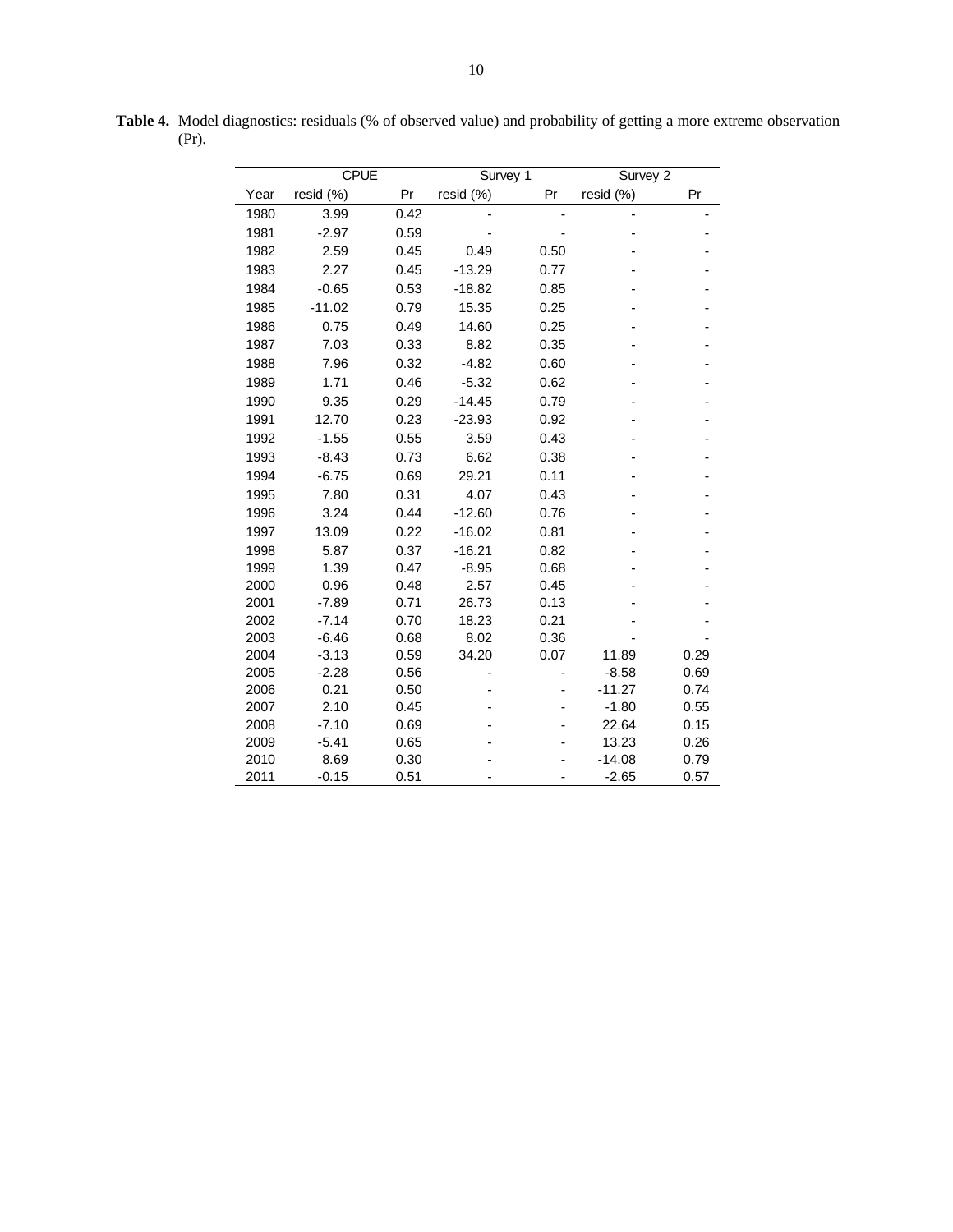**Table 4.** Model diagnostics: residuals (% of observed value) and probability of getting a more extreme observation (Pr).

| | CPUE | | Survey 1 | | Survey 2 | |
|---|---|---|---|---|---|---|
| Year | resid (%) | Pr | resid (%) | Pr | resid (%) | Pr |
| 1980 | 3.99 | 0.42 | - | - | - | - |
| 1981 | -2.97 | 0.59 | - | - | - | - |
| 1982 | 2.59 | 0.45 | 0.49 | 0.50 | - | - |
| 1983 | 2.27 | 0.45 | -13.29 | 0.77 | - | - |
| 1984 | -0.65 | 0.53 | -18.82 | 0.85 | - | - |
| 1985 | -11.02 | 0.79 | 15.35 | 0.25 | - | - |
| 1986 | 0.75 | 0.49 | 14.60 | 0.25 | - | - |
| 1987 | 7.03 | 0.33 | 8.82 | 0.35 | - | - |
| 1988 | 7.96 | 0.32 | -4.82 | 0.60 | - | - |
| 1989 | 1.71 | 0.46 | -5.32 | 0.62 | - | - |
| 1990 | 9.35 | 0.29 | -14.45 | 0.79 | - | - |
| 1991 | 12.70 | 0.23 | -23.93 | 0.92 | - | - |
| 1992 | -1.55 | 0.55 | 3.59 | 0.43 | - | - |
| 1993 | -8.43 | 0.73 | 6.62 | 0.38 | - | - |
| 1994 | -6.75 | 0.69 | 29.21 | 0.11 | - | - |
| 1995 | 7.80 | 0.31 | 4.07 | 0.43 | - | - |
| 1996 | 3.24 | 0.44 | -12.60 | 0.76 | - | - |
| 1997 | 13.09 | 0.22 | -16.02 | 0.81 | - | - |
| 1998 | 5.87 | 0.37 | -16.21 | 0.82 | - | - |
| 1999 | 1.39 | 0.47 | -8.95 | 0.68 | - | - |
| 2000 | 0.96 | 0.48 | 2.57 | 0.45 | - | - |
| 2001 | -7.89 | 0.71 | 26.73 | 0.13 | - | - |
| 2002 | -7.14 | 0.70 | 18.23 | 0.21 | - | - |
| 2003 | -6.46 | 0.68 | 8.02 | 0.36 | - | - |
| 2004 | -3.13 | 0.59 | 34.20 | 0.07 | 11.89 | 0.29 |
| 2005 | -2.28 | 0.56 | - | - | -8.58 | 0.69 |
| 2006 | 0.21 | 0.50 | - | - | -11.27 | 0.74 |
| 2007 | 2.10 | 0.45 | - | - | -1.80 | 0.55 |
| 2008 | -7.10 | 0.69 | - | - | 22.64 | 0.15 |
| 2009 | -5.41 | 0.65 | - | - | 13.23 | 0.26 |
| 2010 | 8.69 | 0.30 | - | - | -14.08 | 0.79 |
| 2011 | -0.15 | 0.51 | - | - | -2.65 | 0.57 |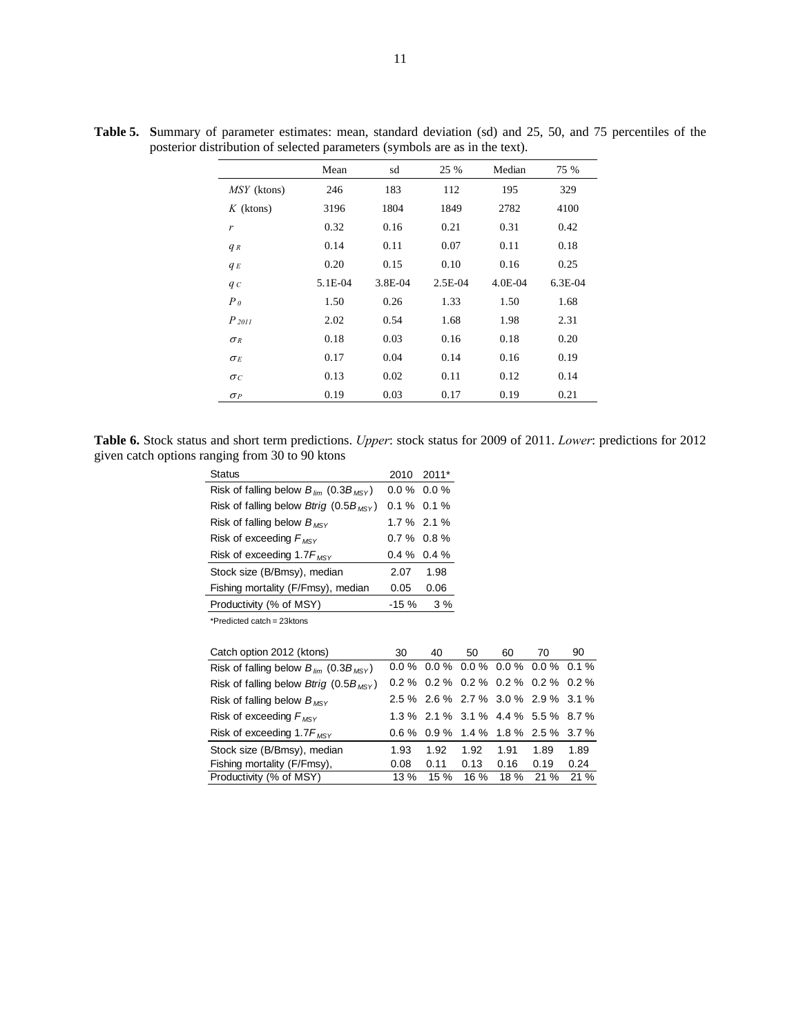**Table 5.** **S**ummary of parameter estimates: mean, standard deviation (sd) and 25, 50, and 75 percentiles of the posterior distribution of selected parameters (symbols are as in the text).

| | Mean | sd | 25 % | Median | 75 % |
|---|---|---|---|---|---|
| *MSY* (ktons) | 246 | 183 | 112 | 195 | 329 |
| *K* (ktons) | 3196 | 1804 | 1849 | 2782 | 4100 |
| $r$ | 0.32 | 0.16 | 0.21 | 0.31 | 0.42 |
| $q_R$ | 0.14 | 0.11 | 0.07 | 0.11 | 0.18 |
| $q_E$ | 0.20 | 0.15 | 0.10 | 0.16 | 0.25 |
| $q_C$ | 5.1E-04 | 3.8E-04 | 2.5E-04 | 4.0E-04 | 6.3E-04 |
| $P_0$ | 1.50 | 0.26 | 1.33 | 1.50 | 1.68 |
| $P_{2011}$ | 2.02 | 0.54 | 1.68 | 1.98 | 2.31 |
| $\sigma_R$ | 0.18 | 0.03 | 0.16 | 0.18 | 0.20 |
| $\sigma_E$ | 0.17 | 0.04 | 0.14 | 0.16 | 0.19 |
| $\sigma_C$ | 0.13 | 0.02 | 0.11 | 0.12 | 0.14 |
| $\sigma_P$ | 0.19 | 0.03 | 0.17 | 0.19 | 0.21 |

**Table 6.** Stock status and short term predictions. *Upper*: stock status for 2009 of 2011. *Lower*: predictions for 2012 given catch options ranging from 30 to 90 ktons

| Status | 2010 | 2011* |
|---|---|---|
| Risk of falling below $B_{lim}$ ($0.3B_{MSY}$) | 0.0 % | 0.0 % |
| Risk of falling below *Btrig* ($0.5B_{MSY}$) | 0.1 % | 0.1 % |
| Risk of falling below $B_{MSY}$ | 1.7 % | 2.1 % |
| Risk of exceeding $F_{MSY}$ | 0.7 % | 0.8 % |
| Risk of exceeding $1.7F_{MSY}$ | 0.4 % | 0.4 % |
| Stock size (B/Bmsy), median | 2.07 | 1.98 |
| Fishing mortality (F/Fmsy), median | 0.05 | 0.06 |
| Productivity (% of MSY) | -15 % | 3 % |

*Predicted catch = 23ktons

| Catch option 2012 (ktons) | 30 | 40 | 50 | 60 | 70 | 90 |
|---|---|---|---|---|---|---|
| Risk of falling below $B_{lim}$ ($0.3B_{MSY}$) | 0.0 % | 0.0 % | 0.0 % | 0.0 % | 0.0 % | 0.1 % |
| Risk of falling below *Btrig* ($0.5B_{MSY}$) | 0.2 % | 0.2 % | 0.2 % | 0.2 % | 0.2 % | 0.2 % |
| Risk of falling below $B_{MSY}$ | 2.5 % | 2.6 % | 2.7 % | 3.0 % | 2.9 % | 3.1 % |
| Risk of exceeding $F_{MSY}$ | 1.3 % | 2.1 % | 3.1 % | 4.4 % | 5.5 % | 8.7 % |
| Risk of exceeding $1.7F_{MSY}$ | 0.6 % | 0.9 % | 1.4 % | 1.8 % | 2.5 % | 3.7 % |
| Stock size (B/Bmsy), median | 1.93 | 1.92 | 1.92 | 1.91 | 1.89 | 1.89 |
| Fishing mortality (F/Fmsy), | 0.08 | 0.11 | 0.13 | 0.16 | 0.19 | 0.24 |
| Productivity (% of MSY) | 13 % | 15 % | 16 % | 18 % | 21 % | 21 % |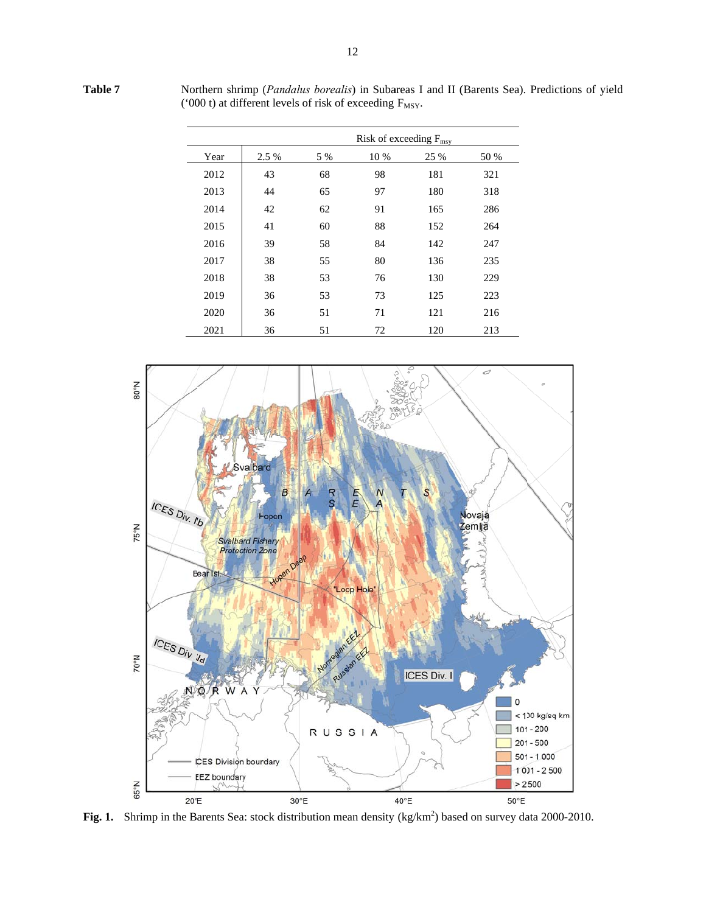**Table 7** Northern shrimp (*Pandalus borealis*) in Subareas I and II (Barents Sea). Predictions of yield ('000 t) at different levels of risk of exceeding $F_{MSY}$.

| | Risk of exceeding $F_{msy}$ | | | | |
|---|---|---|---|---|---|
| Year | 2.5 % | 5 % | 10 % | 25 % | 50 % |
| 2012 | 43 | 68 | 98 | 181 | 321 |
| 2013 | 44 | 65 | 97 | 180 | 318 |
| 2014 | 42 | 62 | 91 | 165 | 286 |
| 2015 | 41 | 60 | 88 | 152 | 264 |
| 2016 | 39 | 58 | 84 | 142 | 247 |
| 2017 | 38 | 55 | 80 | 136 | 235 |
| 2018 | 38 | 53 | 76 | 130 | 229 |
| 2019 | 36 | 53 | 73 | 125 | 223 |
| 2020 | 36 | 51 | 71 | 121 | 216 |
| 2021 | 36 | 51 | 72 | 120 | 213 |

**Fig. 1.** Shrimp in the Barents Sea: stock distribution mean density (kg/km$^2$) based on survey data 2000-2010.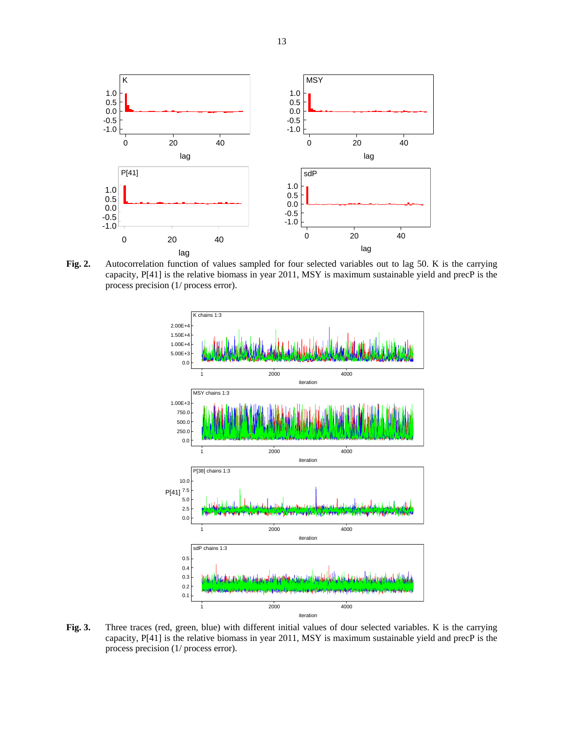**Fig. 2.** Autocorrelation function of values sampled for four selected variables out to lag 50. K is the carrying capacity, P[41] is the relative biomass in year 2011, MSY is maximum sustainable yield and precP is the process precision (1/ process error).

**Fig. 3.** Three traces (red, green, blue) with different initial values of dour selected variables. K is the carrying capacity, P[41] is the relative biomass in year 2011, MSY is maximum sustainable yield and precP is the process precision (1/ process error).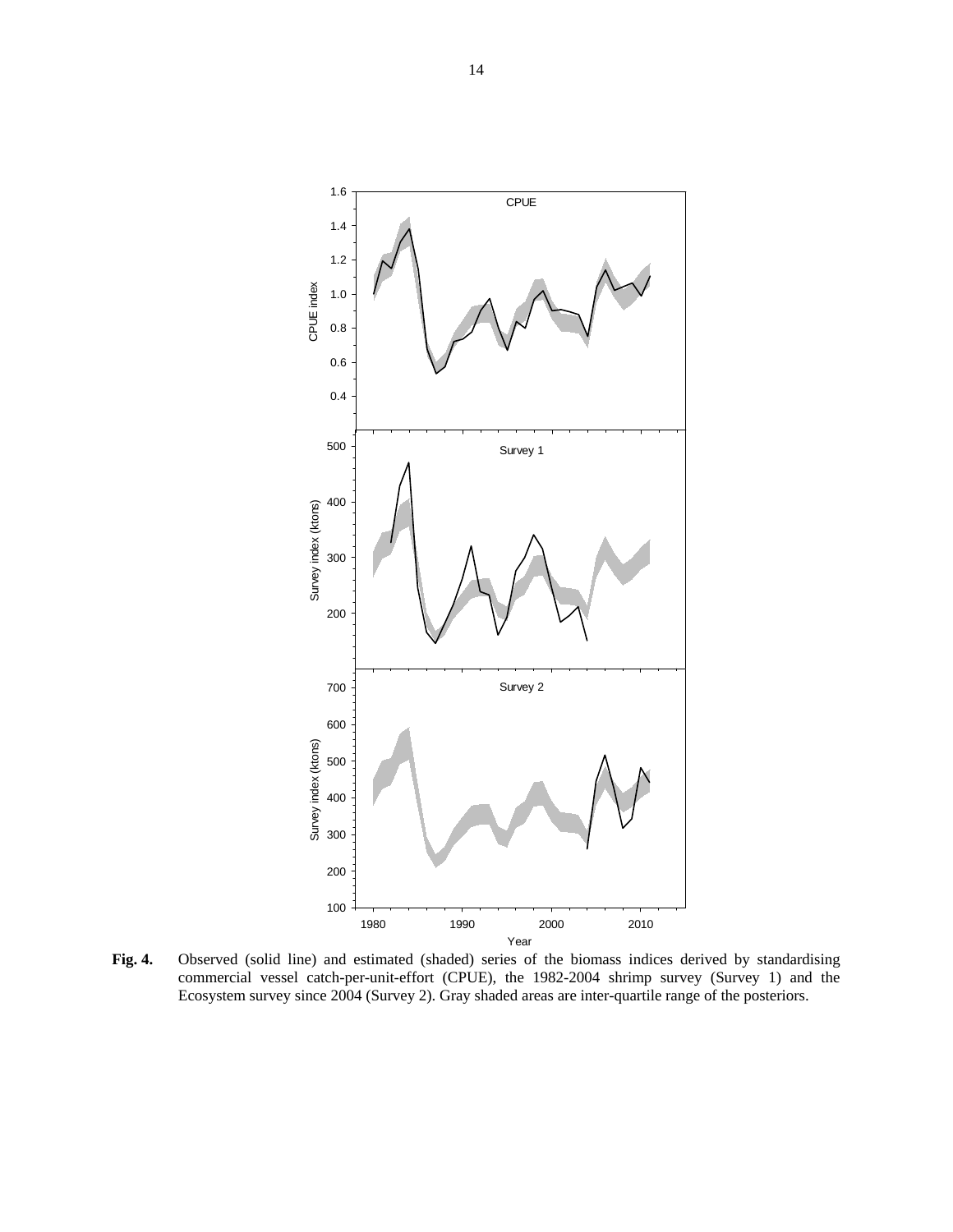**Fig. 4.** Observed (solid line) and estimated (shaded) series of the biomass indices derived by standardising commercial vessel catch-per-unit-effort (CPUE), the 1982-2004 shrimp survey (Survey 1) and the Ecosystem survey since 2004 (Survey 2). Gray shaded areas are inter-quartile range of the posteriors.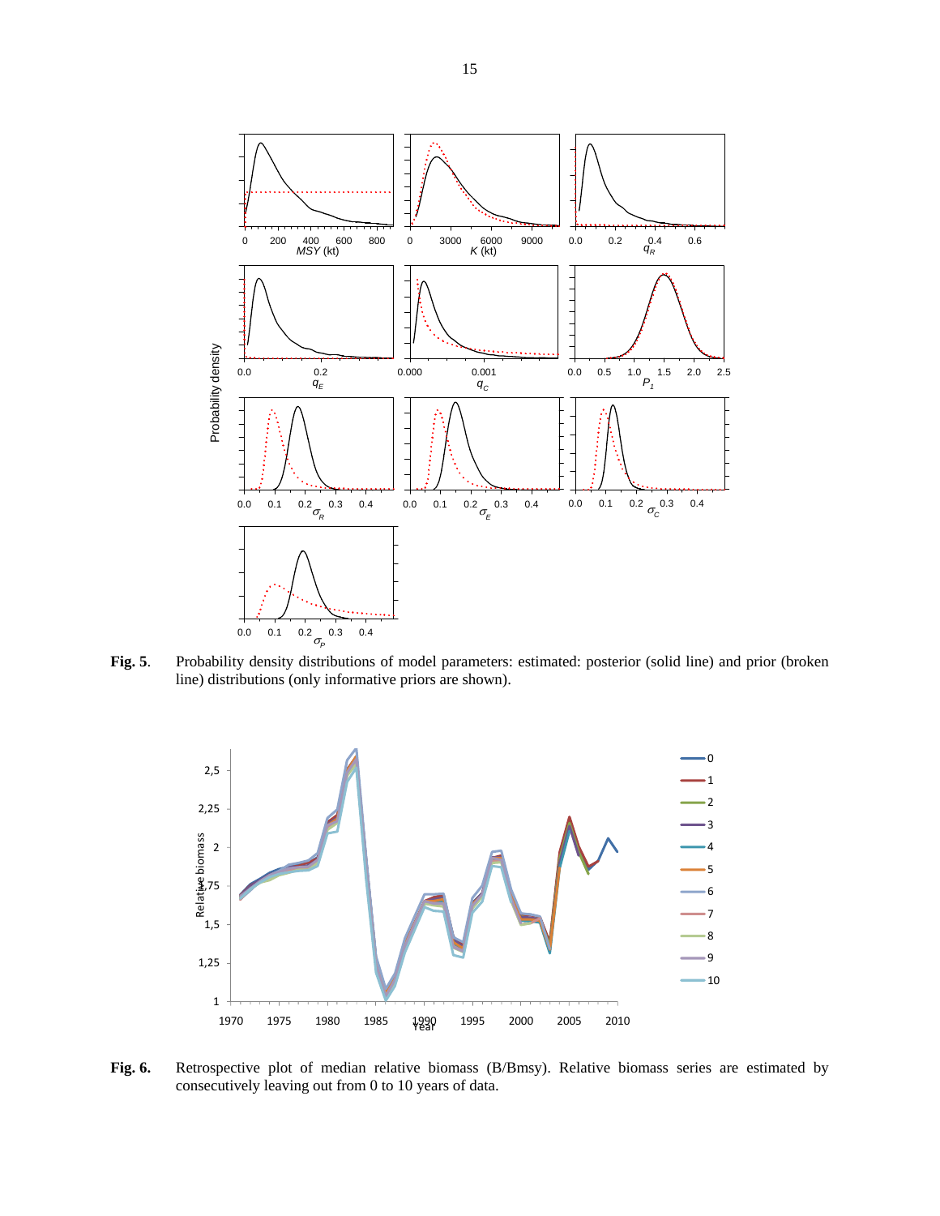**Fig. 5**. Probability density distributions of model parameters: estimated: posterior (solid line) and prior (broken line) distributions (only informative priors are shown).

**Fig. 6.** Retrospective plot of median relative biomass (B/Bmsy). Relative biomass series are estimated by consecutively leaving out from 0 to 10 years of data.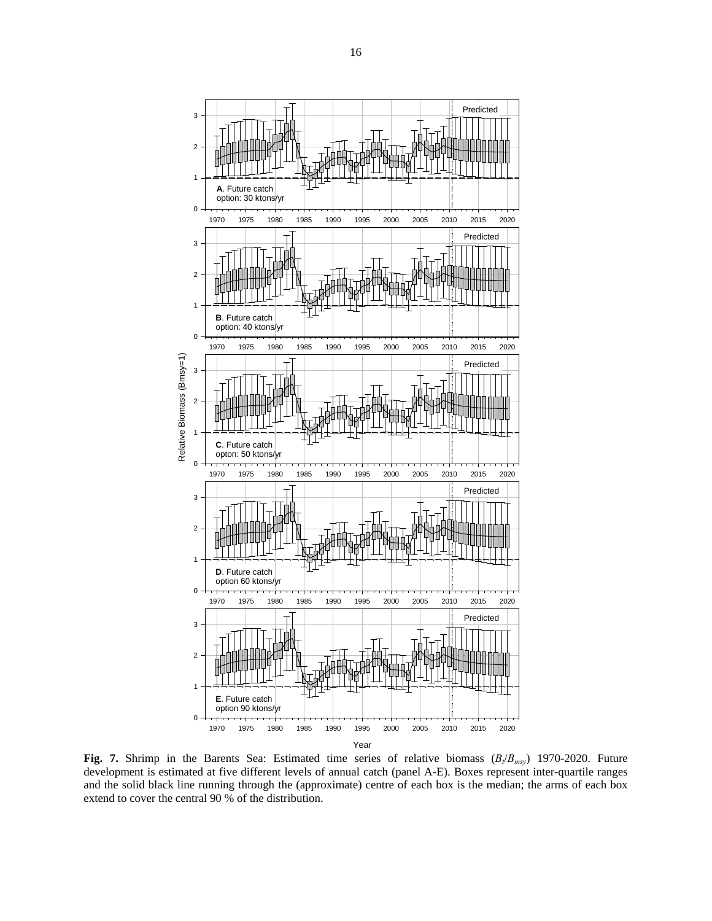**Fig. 7.** Shrimp in the Barents Sea: Estimated time series of relative biomass ($B_t/B_{msy}$) 1970-2020. Future development is estimated at five different levels of annual catch (panel A-E). Boxes represent inter-quartile ranges and the solid black line running through the (approximate) centre of each box is the median; the arms of each box extend to cover the central 90 % of the distribution.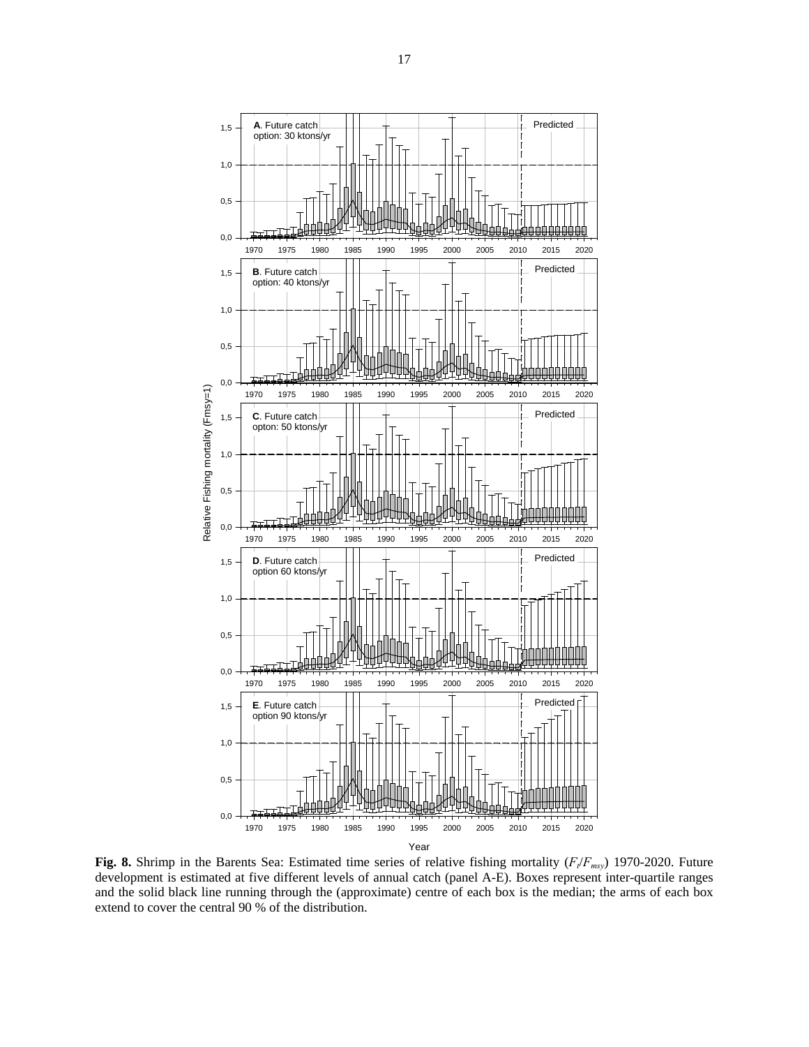**Fig. 8.** Shrimp in the Barents Sea: Estimated time series of relative fishing mortality ($F_t/F_{msy}$) 1970-2020. Future development is estimated at five different levels of annual catch (panel A-E). Boxes represent inter-quartile ranges and the solid black line running through the (approximate) centre of each box is the median; the arms of each box extend to cover the central 90 % of the distribution.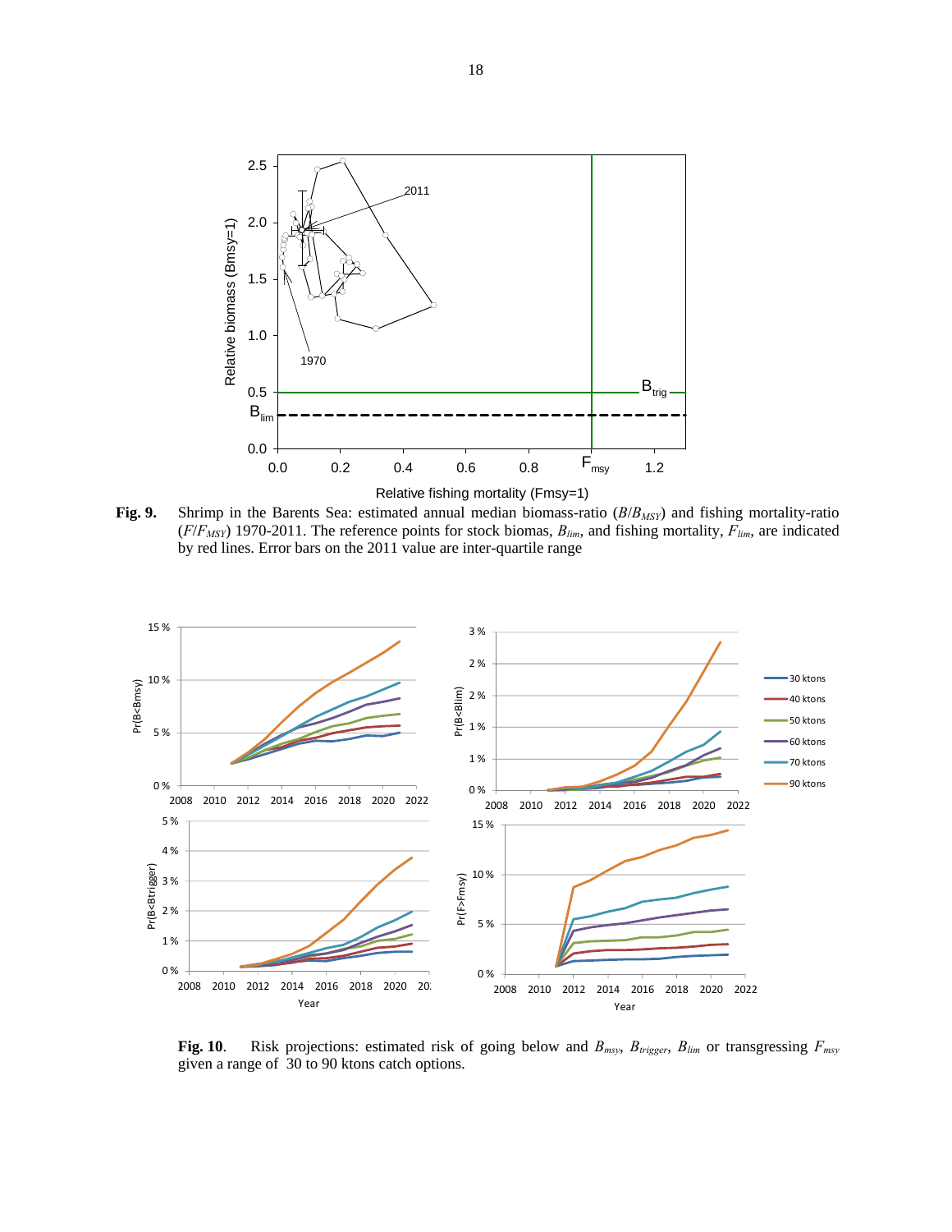**Fig. 9.** Shrimp in the Barents Sea: estimated annual median biomass-ratio ($B/B_{MSY}$) and fishing mortality-ratio ($F/F_{MSY}$) 1970-2011. The reference points for stock biomas, $B_{lim}$, and fishing mortality, $F_{lim}$, are indicated by red lines. Error bars on the 2011 value are inter-quartile range

**Fig. 10**. Risk projections: estimated risk of going below and $B_{msy}$, $B_{trigger}$, $B_{lim}$ or transgressing $F_{msy}$ given a range of 30 to 90 ktons catch options.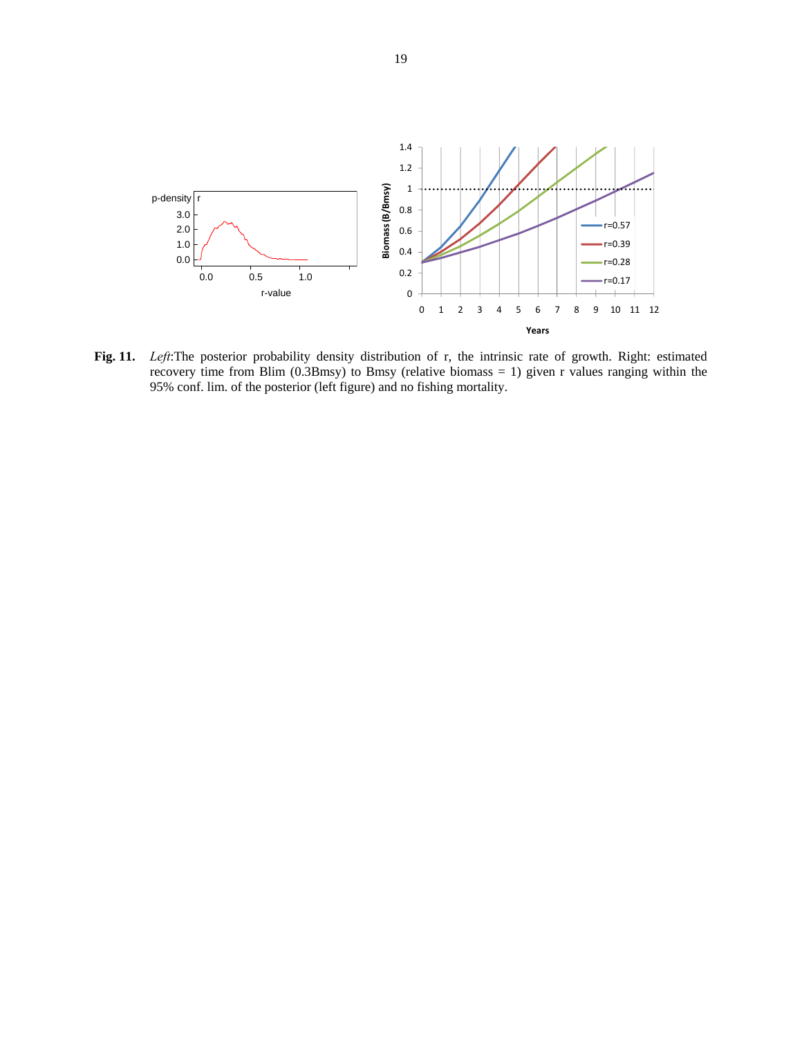p-density r

3.0

2.0

1.0

0.0

0.0 0.5 1.0

r-value

Biomass (B/Bmsy)

1.4

1.2

1

0.8

0.6

0.4

0.2

0

0 1 2 3 4 5 6 7 8 9 10 11 12

Years

r=0.57

r=0.39

r=0.28

r=0.17

**Fig. 11.** *Left*:The posterior probability density distribution of r, the intrinsic rate of growth. Right: estimated recovery time from Blim (0.3Bmsy) to Bmsy (relative biomass = 1) given r values ranging within the 95% conf. lim. of the posterior (left figure) and no fishing mortality.